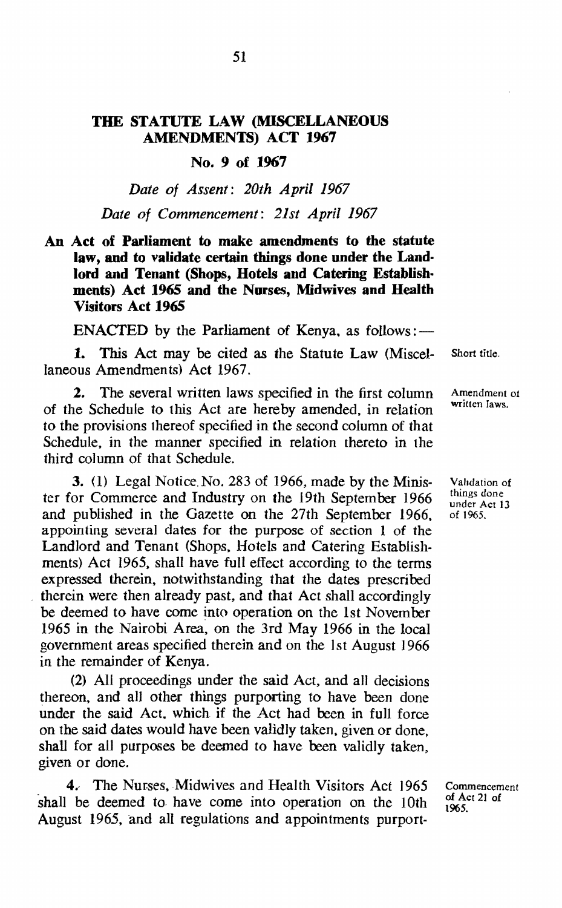# THE STATUTE LAW (MISCELLANEOUS AMENDMENTS) ACT 1967

## No. 9 of 1967

*Date of Assent: 20th April 1967*

*Date of Commencement: 21st April 1967*

**An Act of Parliament to make amendments to the statute law, and to validate certain things done under the Landlord and Tenant (Shops, Hotels and Catering Establishments) Act 1965 and the Nurses, Midwives and Health Visitors Act 1965**

ENACTED by the Parliament of Kenya, as follows:—

Short title.

**1.** This Act may be cited as the Statute Law (Miscellaneous Amendments) Act 1967.

Amendment of written laws.

**2.** The several written laws specified in the first column of the Schedule to this Act are hereby amended, in relation to the provisions thereof specified in the second column of that Schedule, in the manner specified in relation thereto in the third column of that Schedule.

Validation of things done under Act 13 of 1965.

**3.** (1) Legal Notice No. 283 of 1966, made by the Minister for Commerce and Industry on the 19th September 1966 and published in the Gazette on the 27th September 1966, appointing several dates for the purpose of section 1 of the Landlord and Tenant (Shops, Hotels and Catering Establishments) Act 1965, shall have full effect according to the terms expressed therein, notwithstanding that the dates prescribed therein were then already past, and that Act shall accordingly be deemed to have come into operation on the 1st November 1965 in the Nairobi Area, on the 3rd May 1966 in the local government areas specified therein and on the 1st August 1966 in the remainder of Kenya.

(2) All proceedings under the said Act, and all decisions thereon, and all other things purporting to have been done under the said Act, which if the Act had been in full force on the said dates would have been validly taken, given or done, shall for all purposes be deemed to have been validly taken, given or done.

Commencement of Act 21 of 1965.

**4.** The Nurses, Midwives and Health Visitors Act 1965 shall be deemed to have come into operation on the 10th August 1965, and all regulations and appointments purport-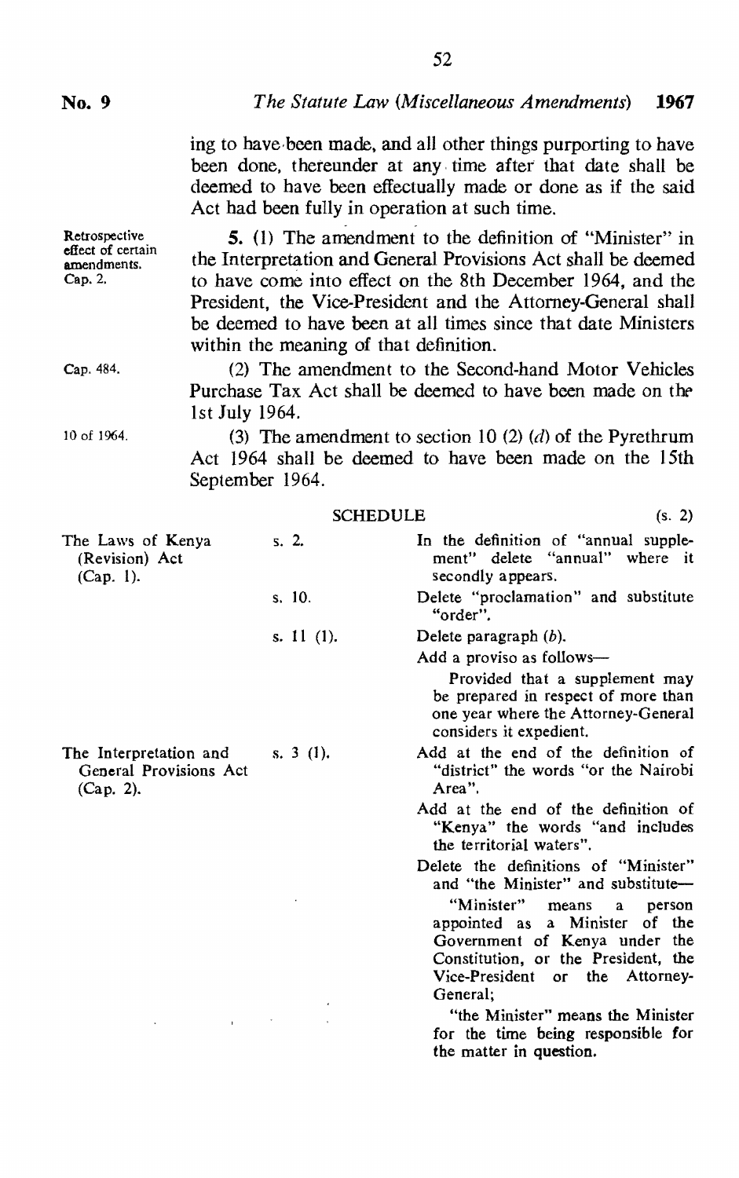ing to have been made, and all other things purporting to have been done, thereunder at any time after that date shall be deemed to have been effectually made or done as if the said Act had been fully in operation at such time.

Retrospective effect of certain amendments. Cap. 2.

**5.** (1) The amendment to the definition of "Minister" in the Interpretation and General Provisions Act shall be deemed to have come into effect on the 8th December 1964, and the President, the Vice-President and the Attorney-General shall be deemed to have been at all times since that date Ministers within the meaning of that definition.

Cap. 484.

(2) The amendment to the Second-hand Motor Vehicles Purchase Tax Act shall be deemed to have been made on the 1st July 1964.

10 of 1964.

(3) The amendment to section 10 (2) (*d*) of the Pyrethrum Act 1964 shall be deemed to have been made on the 15th September 1964.

## SCHEDULE

(s. 2)

| | | |
|---|---|---|
| The Laws of Kenya (Revision) Act (Cap. 1). | s. 2. | In the definition of "annual supplement" delete "annual" where it secondly appears. |
| | s. 10. | Delete "proclamation" and substitute "order". |
| | s. 11 (1). | Delete paragraph (*b*).<br>Add a proviso as follows—<br>Provided that a supplement may be prepared in respect of more than one year where the Attorney-General considers it expedient. |
| The Interpretation and General Provisions Act (Cap. 2). | s. 3 (1). | Add at the end of the definition of "district" the words "or the Nairobi Area".<br>Add at the end of the definition of "Kenya" the words "and includes the territorial waters".<br>Delete the definitions of "Minister" and "the Minister" and substitute—<br>"Minister" means a person appointed as a Minister of the Government of Kenya under the Constitution, or the President, the Vice-President or the Attorney-General;<br>"the Minister" means the Minister for the time being responsible for the matter in question. |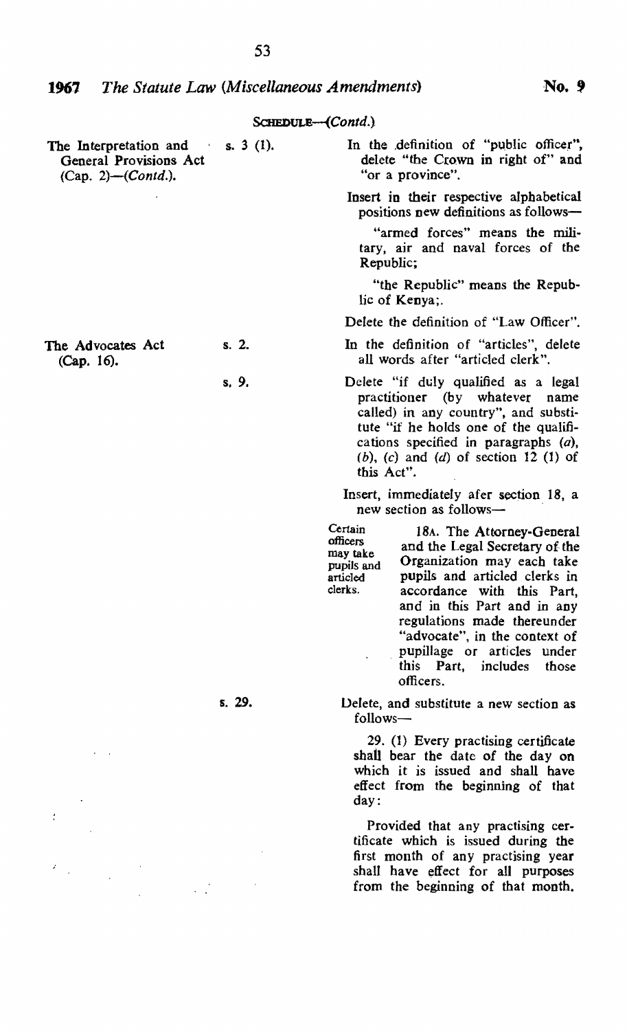SCHEDULE—(*Contd.*)

| | | |
|---|---|---|
| The Interpretation and General Provisions Act (Cap. 2)—(*Contd.*). | s. 3 (1). | In the definition of "public officer", delete "the Crown in right of" and "or a province".<br><br>Insert in their respective alphabetical positions new definitions as follows—<br><br>"armed forces" means the military, air and naval forces of the Republic;<br><br>"the Republic" means the Republic of Kenya;.<br><br>Delete the definition of "Law Officer". |
| The Advocates Act (Cap. 16). | s. 2. | In the definition of "articles", delete all words after "articled clerk". |
| | s. 9. | Delete "if duly qualified as a legal practitioner (by whatever name called) in any country", and substitute "if he holds one of the qualifications specified in paragraphs (*a*), (*b*), (*c*) and (*d*) of section 12 (1) of this Act".<br><br>Insert, immediately afer section 18, a new section as follows—<br><br>*Certain officers may take pupils and articled clerks.*<br><br>18A. The Attorney-General and the Legal Secretary of the Organization may each take pupils and articled clerks in accordance with this Part, and in this Part and in any regulations made thereunder "advocate", in the context of pupillage or articles under this Part, includes those officers. |
| | s. 29. | Delete, and substitute a new section as follows—<br><br>29. (1) Every practising certificate shall bear the date of the day on which it is issued and shall have effect from the beginning of that day:<br><br>Provided that any practising certificate which is issued during the first month of any practising year shall have effect for all purposes from the beginning of that month. |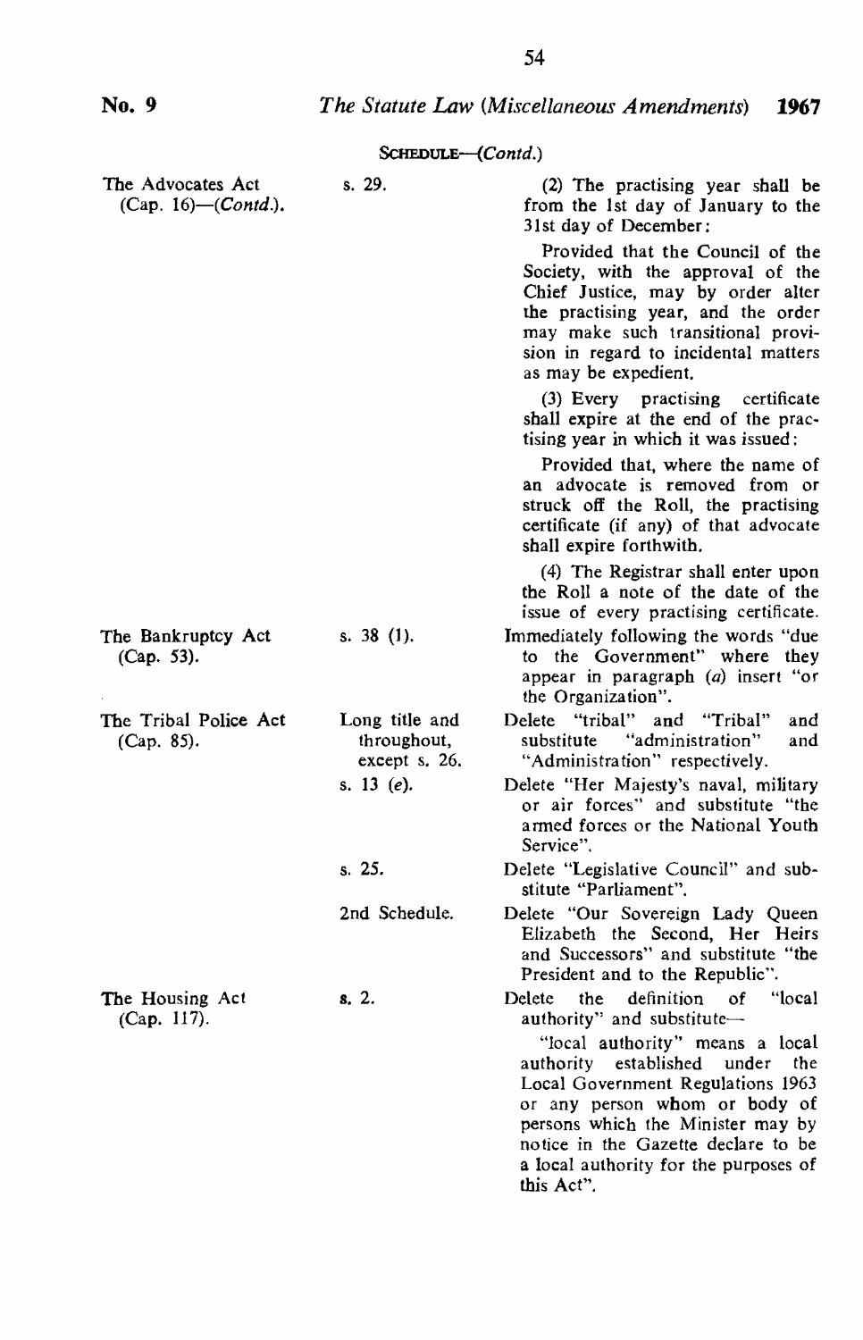SCHEDULE—(*Contd.*)

| | | |
|---|---|---|
| The Advocates Act (Cap. 16)—(*Contd.*). | s. 29. | (2) The practising year shall be from the 1st day of January to the 31st day of December:<br><br>Provided that the Council of the Society, with the approval of the Chief Justice, may by order alter the practising year, and the order may make such transitional provision in regard to incidental matters as may be expedient.<br><br>(3) Every practising certificate shall expire at the end of the practising year in which it was issued:<br><br>Provided that, where the name of an advocate is removed from or struck off the Roll, the practising certificate (if any) of that advocate shall expire forthwith.<br><br>(4) The Registrar shall enter upon the Roll a note of the date of the issue of every practising certificate. |
| The Bankruptcy Act (Cap. 53). | s. 38 (1). | Immediately following the words "due to the Government" where they appear in paragraph (*a*) insert "or the Organization". |
| The Tribal Police Act (Cap. 85). | Long title and throughout, except s. 26. | Delete "tribal" and "Tribal" and substitute "administration" and "Administration" respectively. |
| | s. 13 (*e*). | Delete "Her Majesty's naval, military or air forces" and substitute "the armed forces or the National Youth Service". |
| | s. 25. | Delete "Legislative Council" and substitute "Parliament". |
| | 2nd Schedule. | Delete "Our Sovereign Lady Queen Elizabeth the Second, Her Heirs and Successors" and substitute "the President and to the Republic". |
| The Housing Act (Cap. 117). | s. 2. | Delete the definition of "local authority" and substitute—<br><br>"local authority" means a local authority established under the Local Government Regulations 1963 or any person whom or body of persons which the Minister may by notice in the Gazette declare to be a local authority for the purposes of this Act". |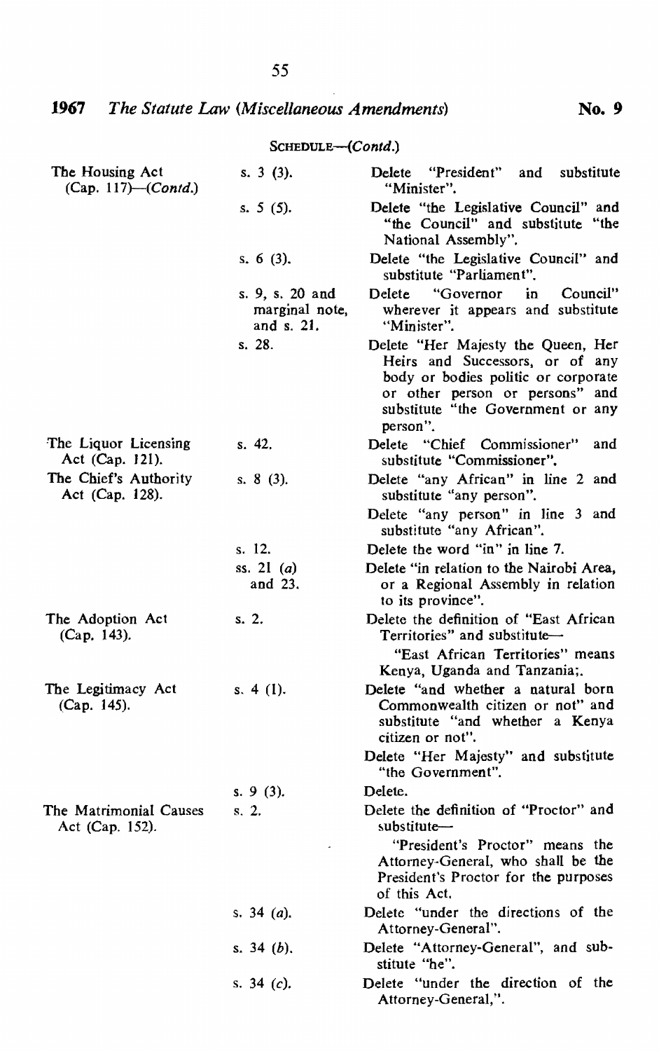SCHEDULE—(*Contd.*)

| | | |
|---|---|---|
| The Housing Act (Cap. 117)—(*Contd.*) | s. 3 (3). | Delete "President" and substitute "Minister". |
| | s. 5 (5). | Delete "the Legislative Council" and "the Council" and substitute "the National Assembly". |
| | s. 6 (3). | Delete "the Legislative Council" and substitute "Parliament". |
| | s. 9, s. 20 and marginal note, and s. 21. | Delete "Governor in Council" wherever it appears and substitute "Minister". |
| | s. 28. | Delete "Her Majesty the Queen, Her Heirs and Successors, or of any body or bodies politic or corporate or other person or persons" and substitute "the Government or any person". |
| The Liquor Licensing Act (Cap. 121). | s. 42. | Delete "Chief Commissioner" and substitute "Commissioner". |
| The Chief's Authority Act (Cap. 128). | s. 8 (3). | Delete "any African" in line 2 and substitute "any person". Delete "any person" in line 3 and substitute "any African". |
| | s. 12. | Delete the word "in" in line 7. |
| | ss. 21 (*a*) and 23. | Delete "in relation to the Nairobi Area, or a Regional Assembly in relation to its province". |
| The Adoption Act (Cap. 143). | s. 2. | Delete the definition of "East African Territories" and substitute— "East African Territories" means Kenya, Uganda and Tanzania;. |
| The Legitimacy Act (Cap. 145). | s. 4 (1). | Delete "and whether a natural born Commonwealth citizen or not" and substitute "and whether a Kenya citizen or not". Delete "Her Majesty" and substitute "the Government". |
| | s. 9 (3). | Delete. |
| The Matrimonial Causes Act (Cap. 152). | s. 2. | Delete the definition of "Proctor" and substitute— "President's Proctor" means the Attorney-General, who shall be the President's Proctor for the purposes of this Act. |
| | s. 34 (*a*). | Delete "under the directions of the Attorney-General". |
| | s. 34 (*b*). | Delete "Attorney-General", and substitute "he". |
| | s. 34 (*c*). | Delete "under the direction of the Attorney-General,". |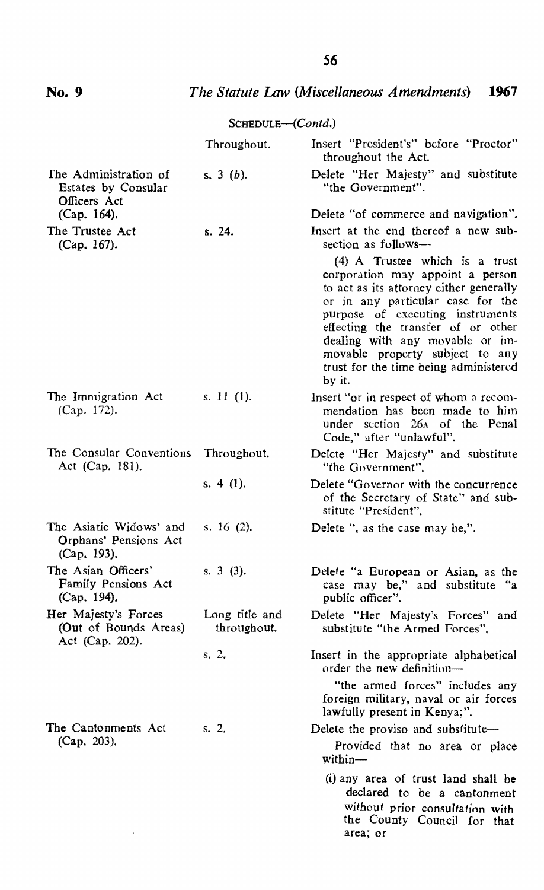SCHEDULE—(*Contd.*)

| | | |
|---|---|---|
| | Throughout. | Insert "President's" before "Proctor" throughout the Act. |
| The Administration of Estates by Consular Officers Act (Cap. 164). | s. 3 (*b*). | Delete "Her Majesty" and substitute "the Government". |
| | | Delete "of commerce and navigation". |
| The Trustee Act (Cap. 167). | s. 24. | Insert at the end thereof a new sub-section as follows—<br><br>(4) A Trustee which is a trust corporation may appoint a person to act as its attorney either generally or in any particular case for the purpose of executing instruments effecting the transfer of or other dealing with any movable or immovable property subject to any trust for the time being administered by it. |
| The Immigration Act (Cap. 172). | s. 11 (1). | Insert "or in respect of whom a recommendation has been made to him under section 26A of the Penal Code," after "unlawful". |
| The Consular Conventions Act (Cap. 181). | Throughout. | Delete "Her Majesty" and substitute "the Government". |
| | s. 4 (1). | Delete "Governor with the concurrence of the Secretary of State" and substitute "President". |
| The Asiatic Widows' and Orphans' Pensions Act (Cap. 193). | s. 16 (2). | Delete ", as the case may be,". |
| The Asian Officers' Family Pensions Act (Cap. 194). | s. 3 (3). | Delete "a European or Asian, as the case may be," and substitute "a public officer". |
| Her Majesty's Forces (Out of Bounds Areas) Act (Cap. 202). | Long title and throughout. | Delete "Her Majesty's Forces" and substitute "the Armed Forces". |
| | s. 2. | Insert in the appropriate alphabetical order the new definition—<br><br>"the armed forces" includes any foreign military, naval or air forces lawfully present in Kenya;". |
| The Cantonments Act (Cap. 203). | s. 2. | Delete the proviso and substitute—<br><br>Provided that no area or place within—<br><br>(i) any area of trust land shall be declared to be a cantonment without prior consultation with the County Council for that area; or |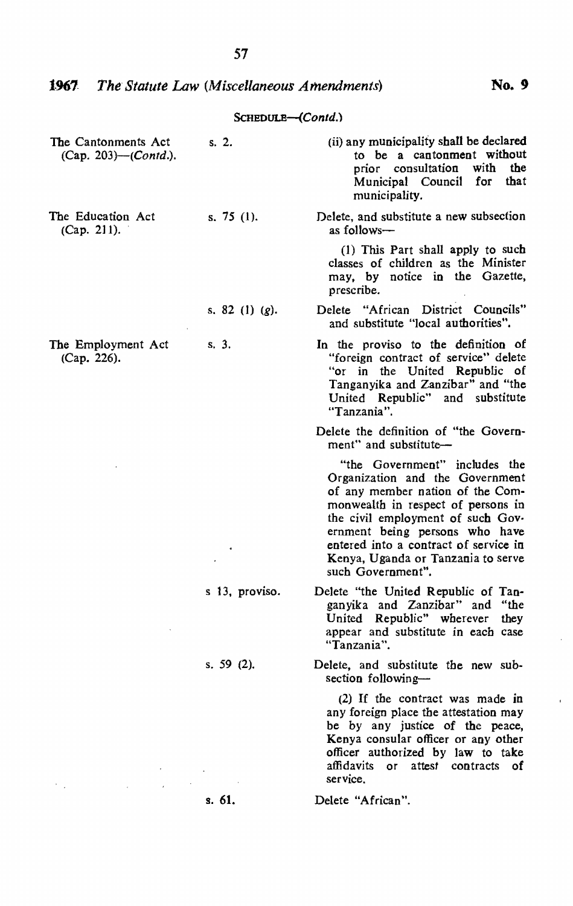SCHEDULE—(*Contd.*)

| | | |
|---|---|---|
| The Cantonments Act (Cap. 203)—(*Contd.*). | s. 2. | (ii) any municipality shall be declared to be a cantonment without prior consultation with the Municipal Council for that municipality. |
| The Education Act (Cap. 211). | s. 75 (1). | Delete, and substitute a new subsection as follows—<br><br>(1) This Part shall apply to such classes of children as the Minister may, by notice in the Gazette, prescribe. |
| | s. 82 (1) (*g*). | Delete "African District Councils" and substitute "local authorities". |
| The Employment Act (Cap. 226). | s. 3. | In the proviso to the definition of "foreign contract of service" delete "or in the United Republic of Tanganyika and Zanzibar" and "the United Republic" and substitute "Tanzania".<br><br>Delete the definition of "the Government" and substitute—<br><br>"the Government" includes the Organization and the Government of any member nation of the Commonwealth in respect of persons in the civil employment of such Government being persons who have entered into a contract of service in Kenya, Uganda or Tanzania to serve such Government". |
| | s 13, proviso. | Delete "the United Republic of Tanganyika and Zanzibar" and "the United Republic" wherever they appear and substitute in each case "Tanzania". |
| | s. 59 (2). | Delete, and substitute the new subsection following—<br><br>(2) If the contract was made in any foreign place the attestation may be by any justice of the peace, Kenya consular officer or any other officer authorized by law to take affidavits or attest contracts of service. |
| | s. 61. | Delete "African". |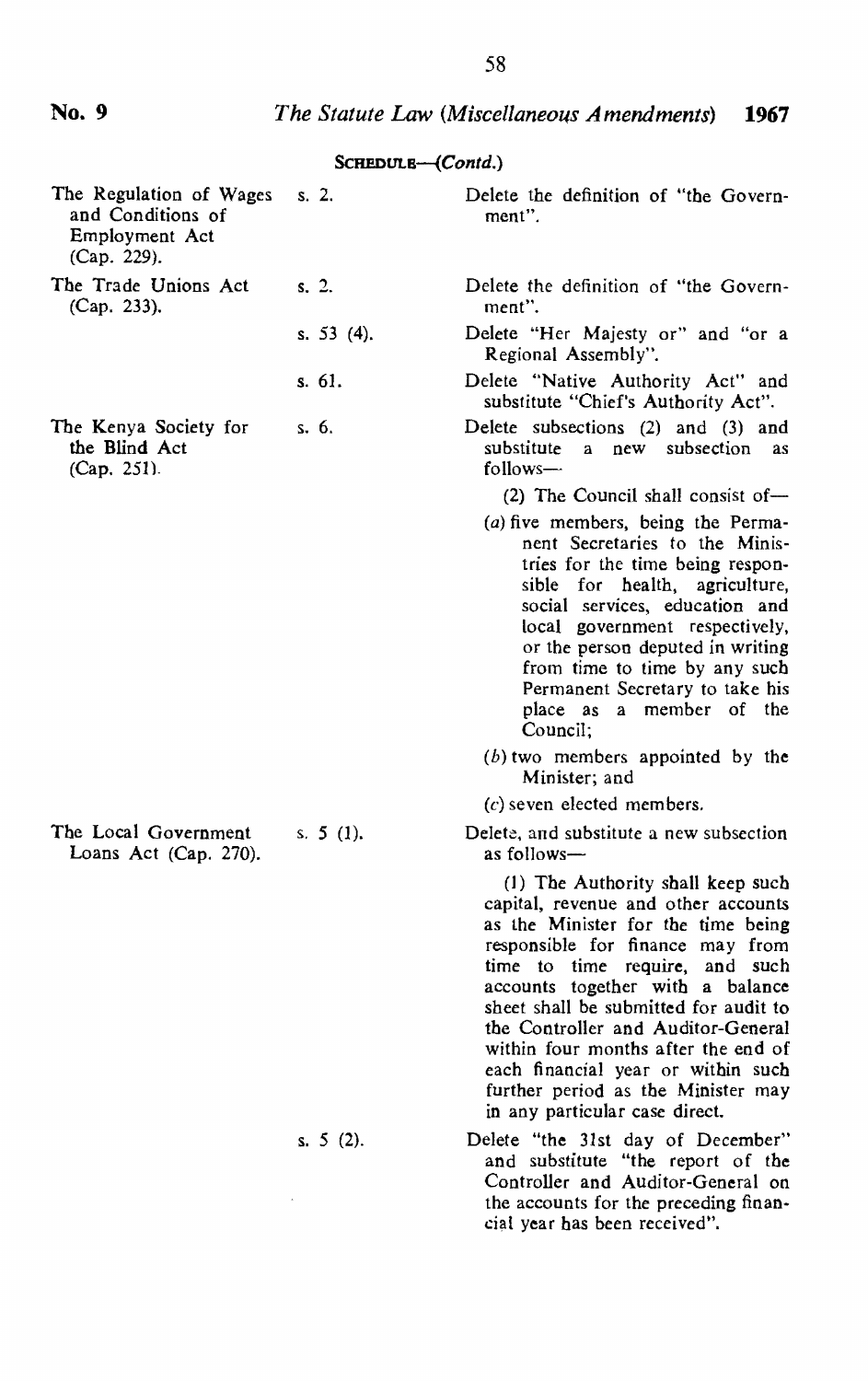**SCHEDULE—(Contd.)**

| | | |
|---|---|---|
| The Regulation of Wages and Conditions of Employment Act (Cap. 229). | s. 2. | Delete the definition of "the Government". |
| The Trade Unions Act (Cap. 233). | s. 2. | Delete the definition of "the Government". |
| | s. 53 (4). | Delete "Her Majesty or" and "or a Regional Assembly". |
| | s. 61. | Delete "Native Authority Act" and substitute "Chief's Authority Act". |
| The Kenya Society for the Blind Act (Cap. 251). | s. 6. | Delete subsections (2) and (3) and substitute a new subsection as follows—<br><br>(2) The Council shall consist of—<br><br>(*a*) five members, being the Permanent Secretaries to the Ministries for the time being responsible for health, agriculture, social services, education and local government respectively, or the person deputed in writing from time to time by any such Permanent Secretary to take his place as a member of the Council;<br><br>(*b*) two members appointed by the Minister; and<br><br>(*c*) seven elected members. |
| The Local Government Loans Act (Cap. 270). | s. 5 (1). | Delete, and substitute a new subsection as follows—<br><br>(1) The Authority shall keep such capital, revenue and other accounts as the Minister for the time being responsible for finance may from time to time require, and such accounts together with a balance sheet shall be submitted for audit to the Controller and Auditor-General within four months after the end of each financial year or within such further period as the Minister may in any particular case direct. |
| | s. 5 (2). | Delete "the 31st day of December" and substitute "the report of the Controller and Auditor-General on the accounts for the preceding financial year has been received". |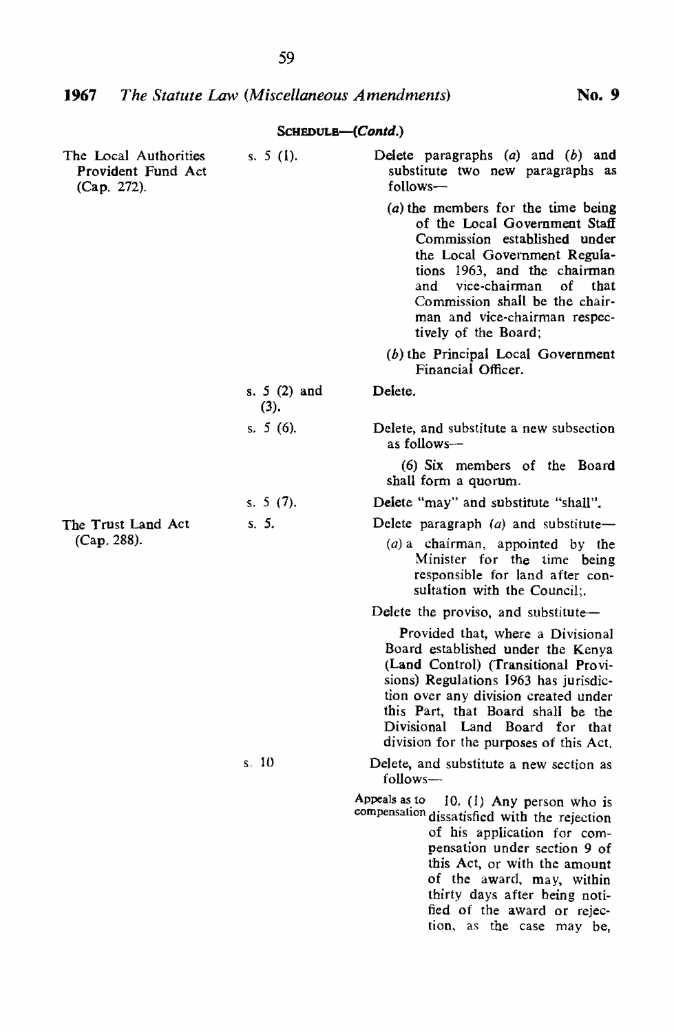SCHEDULE—(*Contd.*)

| | | |
|---|---|---|
| The Local Authorities Provident Fund Act (Cap. 272). | s. 5 (1). | Delete paragraphs (*a*) and (*b*) and substitute two new paragraphs as follows—<br><br>(*a*) the members for the time being of the Local Government Staff Commission established under the Local Government Regulations 1963, and the chairman and vice-chairman of that Commission shall be the chairman and vice-chairman respectively of the Board;<br><br>(*b*) the Principal Local Government Financial Officer. |
| | s. 5 (2) and (3). | Delete. |
| | s. 5 (6). | Delete, and substitute a new subsection as follows—<br><br>(6) Six members of the Board shall form a quorum. |
| | s. 5 (7). | Delete "may" and substitute "shall". |
| The Trust Land Act (Cap. 288). | s. 5. | Delete paragraph (*a*) and substitute—<br><br>(*a*) a chairman, appointed by the Minister for the time being responsible for land after consultation with the Council;.<br><br>Delete the proviso, and substitute—<br><br>Provided that, where a Divisional Board established under the Kenya (Land Control) (Transitional Provisions) Regulations 1963 has jurisdiction over any division created under this Part, that Board shall be the Divisional Land Board for that division for the purposes of this Act. |
| | s. 10 | Delete, and substitute a new section as follows—<br><br>Appeals as to compensation<br><br>10. (1) Any person who is dissatisfied with the rejection of his application for compensation under section 9 of this Act, or with the amount of the award, may, within thirty days after being notified of the award or rejection, as the case may be, |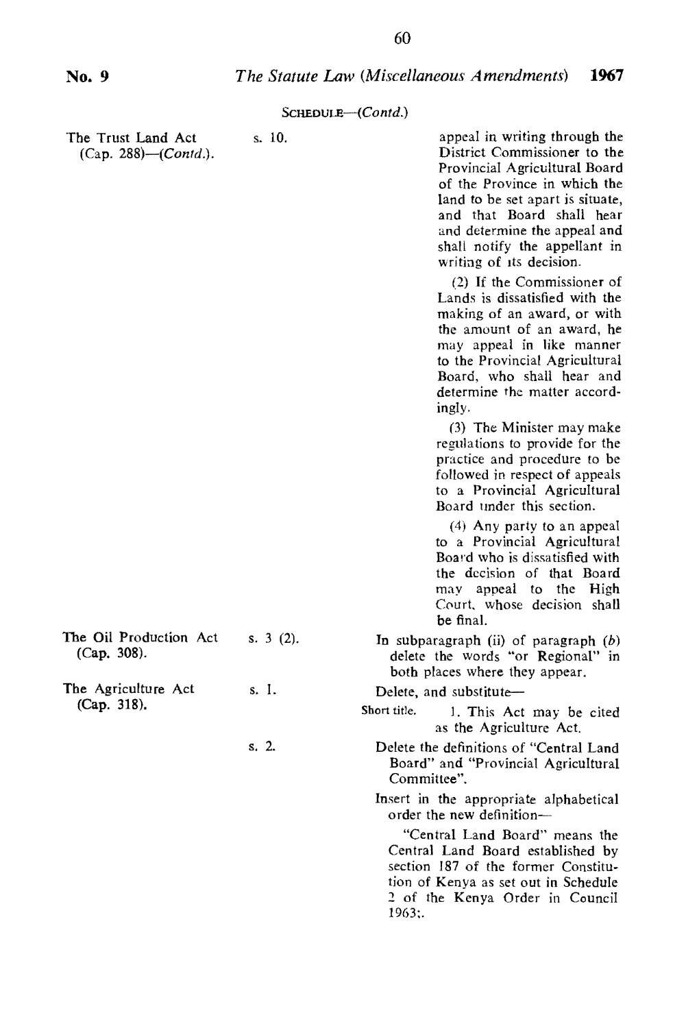SCHEDULE—(*Contd.*)

| | | |
|---|---|---|
| The Trust Land Act (Cap. 288)—(*Contd.*). | s. 10. | appeal in writing through the District Commissioner to the Provincial Agricultural Board of the Province in which the land to be set apart is situate, and that Board shall hear and determine the appeal and shall notify the appellant in writing of its decision.<br><br>(2) If the Commissioner of Lands is dissatisfied with the making of an award, or with the amount of an award, he may appeal in like manner to the Provincial Agricultural Board, who shall hear and determine the matter accordingly.<br><br>(3) The Minister may make regulations to provide for the practice and procedure to be followed in respect of appeals to a Provincial Agricultural Board under this section.<br><br>(4) Any party to an appeal to a Provincial Agricultural Board who is dissatisfied with the decision of that Board may appeal to the High Court, whose decision shall be final. |
| The Oil Production Act (Cap. 308). | s. 3 (2). | In subparagraph (ii) of paragraph (*b*) delete the words "or Regional" in both places where they appear. |
| The Agriculture Act (Cap. 318). | s. 1. | Delete, and substitute—<br><br>Short title. 1. This Act may be cited as the Agriculture Act. |
| | s. 2. | Delete the definitions of "Central Land Board" and "Provincial Agricultural Committee".<br><br>Insert in the appropriate alphabetical order the new definition—<br><br>"Central Land Board" means the Central Land Board established by section 187 of the former Constitution of Kenya as set out in Schedule 2 of the Kenya Order in Council 1963;. |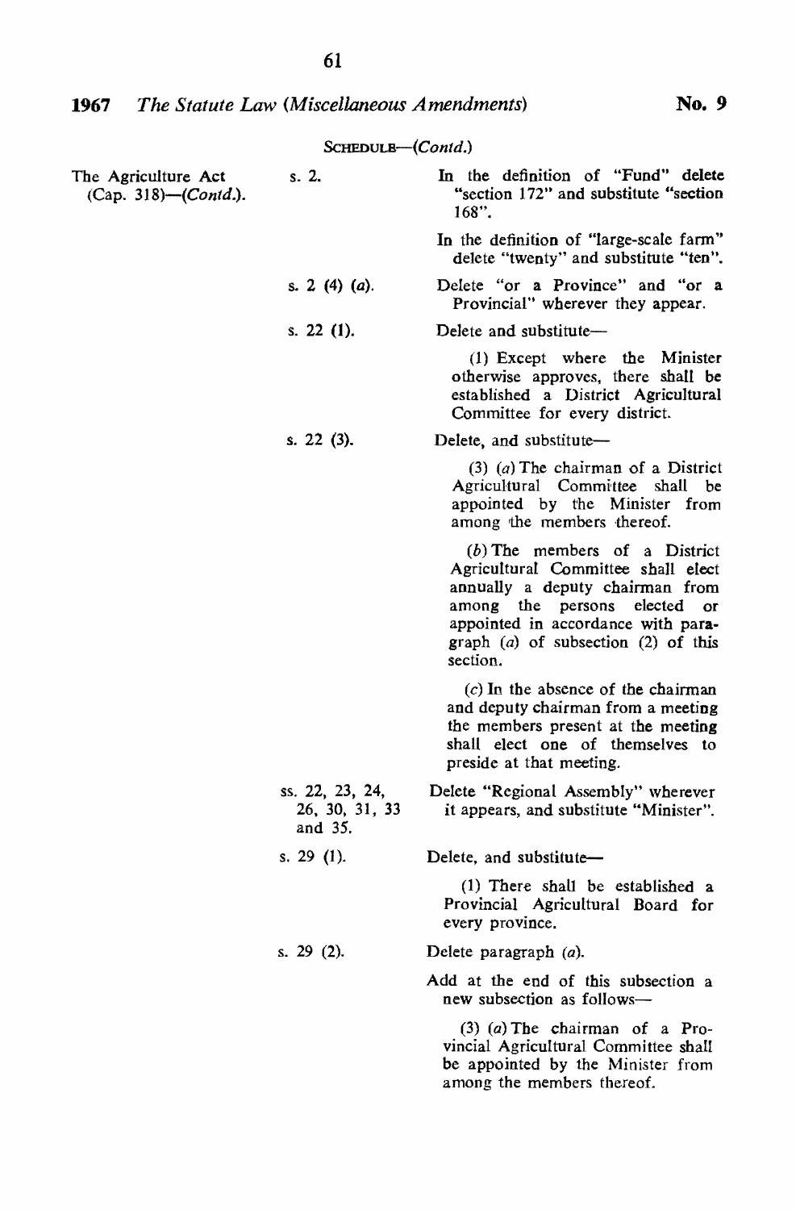SCHEDULE—(*Contd.*)

| | | |
|---|---|---|
| The Agriculture Act (Cap. 318)—(*Contd.*). | s. 2. | In the definition of "Fund" delete "section 172" and substitute "section 168". |
| | | In the definition of "large-scale farm" delete "twenty" and substitute "ten". |
| | s. 2 (4) (*a*). | Delete "or a Province" and "or a Provincial" wherever they appear. |
| | s. 22 (1). | Delete and substitute— (1) Except where the Minister otherwise approves, there shall be established a District Agricultural Committee for every district. |
| | s. 22 (3). | Delete, and substitute— (3) (*a*) The chairman of a District Agricultural Committee shall be appointed by the Minister from among the members thereof. (*b*) The members of a District Agricultural Committee shall elect annually a deputy chairman from among the persons elected or appointed in accordance with paragraph (*a*) of subsection (2) of this section. (*c*) In the absence of the chairman and deputy chairman from a meeting the members present at the meeting shall elect one of themselves to preside at that meeting. |
| | ss. 22, 23, 24, 26, 30, 31, 33 and 35. | Delete "Regional Assembly" wherever it appears, and substitute "Minister". |
| | s. 29 (1). | Delete, and substitute— (1) There shall be established a Provincial Agricultural Board for every province. |
| | s. 29 (2). | Delete paragraph (*a*). |
| | | Add at the end of this subsection a new subsection as follows— (3) (*a*) The chairman of a Provincial Agricultural Committee shall be appointed by the Minister from among the members thereof. |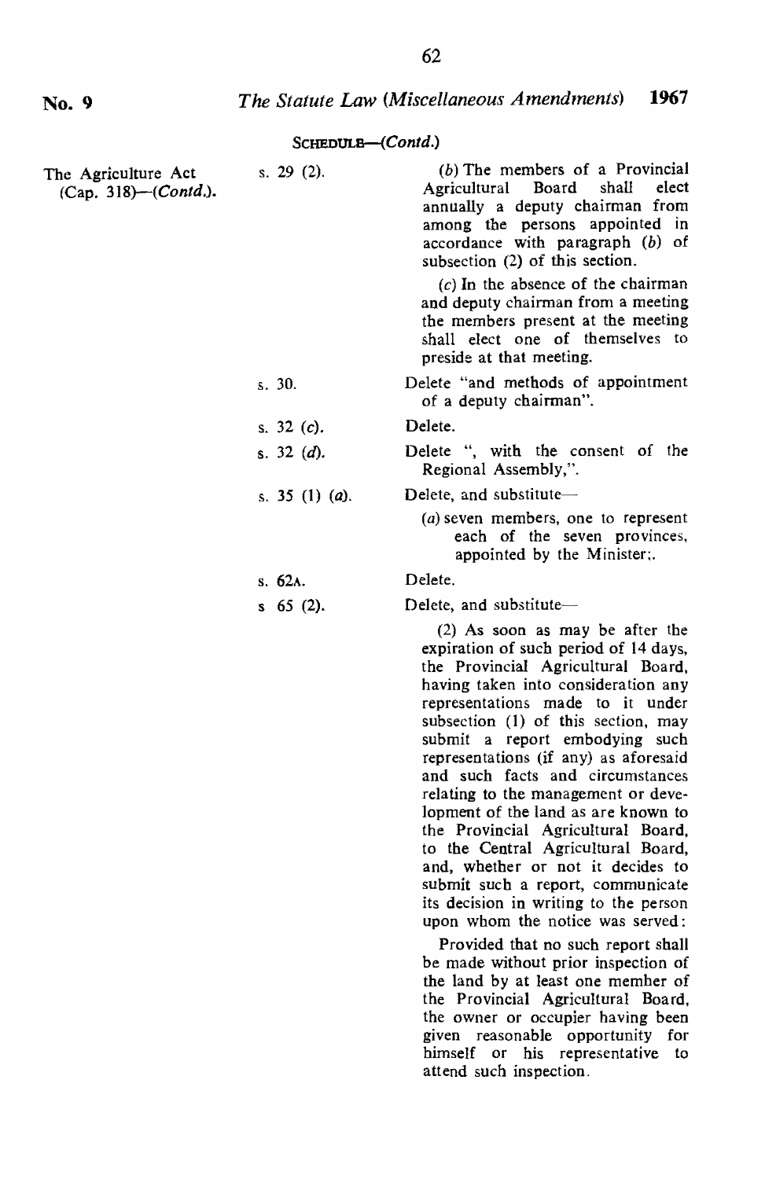SCHEDULE—(*Contd.*)

| | | |
|---|---|---|
| The Agriculture Act (Cap. 318)—(*Contd.*). | s. 29 (2). | (*b*) The members of a Provincial Agricultural Board shall elect annually a deputy chairman from among the persons appointed in accordance with paragraph (*b*) of subsection (2) of this section.<br><br>(*c*) In the absence of the chairman and deputy chairman from a meeting the members present at the meeting shall elect one of themselves to preside at that meeting. |
| | s. 30. | Delete "and methods of appointment of a deputy chairman". |
| | s. 32 (*c*). | Delete. |
| | s. 32 (*d*). | Delete ", with the consent of the Regional Assembly,". |
| | s. 35 (1) (*a*). | Delete, and substitute—<br><br>(*a*) seven members, one to represent each of the seven provinces, appointed by the Minister;. |
| | s. 62A. | Delete. |
| | s 65 (2). | Delete, and substitute—<br><br>(2) As soon as may be after the expiration of such period of 14 days, the Provincial Agricultural Board, having taken into consideration any representations made to it under subsection (1) of this section, may submit a report embodying such representations (if any) as aforesaid and such facts and circumstances relating to the management or development of the land as are known to the Provincial Agricultural Board, to the Central Agricultural Board, and, whether or not it decides to submit such a report, communicate its decision in writing to the person upon whom the notice was served:<br><br>Provided that no such report shall be made without prior inspection of the land by at least one member of the Provincial Agricultural Board, the owner or occupier having been given reasonable opportunity for himself or his representative to attend such inspection. |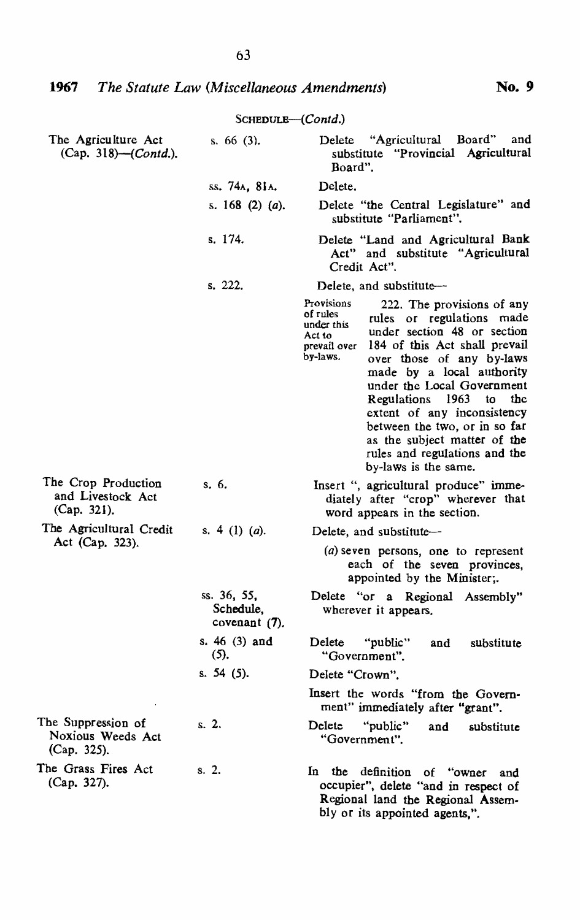SCHEDULE—(*Contd.*)

| | | |
|---|---|---|
| The Agriculture Act (Cap. 318)—(*Contd.*). | s. 66 (3). | Delete "Agricultural Board" and substitute "Provincial Agricultural Board". |
| | ss. 74A, 81A. | Delete. |
| | s. 168 (2) (*a*). | Delete "the Central Legislature" and substitute "Parliament". |
| | s. 174. | Delete "Land and Agricultural Bank Act" and substitute "Agricultural Credit Act". |
| | s. 222. | Delete, and substitute— <br> *Provisions of rules under this Act to prevail over by-laws.* 222. The provisions of any rules or regulations made under section 48 or section 184 of this Act shall prevail over those of any by-laws made by a local authority under the Local Government Regulations 1963 to the extent of any inconsistency between the two, or in so far as the subject matter of the rules and regulations and the by-laws is the same. |
| The Crop Production and Livestock Act (Cap. 321). | s. 6. | Insert ", agricultural produce" immediately after "crop" wherever that word appears in the section. |
| The Agricultural Credit Act (Cap. 323). | s. 4 (1) (*a*). | Delete, and substitute— <br> (*a*) seven persons, one to represent each of the seven provinces, appointed by the Minister;. |
| | ss. 36, 55, Schedule, covenant (7). | Delete "or a Regional Assembly" wherever it appears. |
| | s. 46 (3) and (5). | Delete "public" and substitute "Government". |
| | s. 54 (5). | Delete "Crown". <br> Insert the words "from the Government" immediately after "grant". |
| The Suppression of Noxious Weeds Act (Cap. 325). | s. 2. | Delete "public" and substitute "Government". |
| The Grass Fires Act (Cap. 327). | s. 2. | In the definition of "owner and occupier", delete "and in respect of Regional land the Regional Assembly or its appointed agents,". |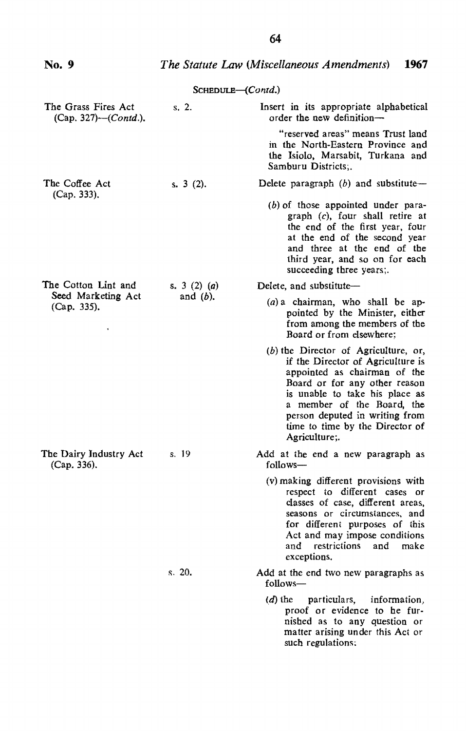SCHEDULE—(*Contd.*)

| | | |
|---|---|---|
| The Grass Fires Act (Cap. 327)—(*Contd.*). | s. 2. | Insert in its appropriate alphabetical order the new definition—<br><br>"reserved areas" means Trust land in the North-Eastern Province and the Isiolo, Marsabit, Turkana and Samburu Districts;. |
| The Coffee Act (Cap. 333). | s. 3 (2). | Delete paragraph (*b*) and substitute—<br><br>(*b*) of those appointed under paragraph (*c*), four shall retire at the end of the first year, four at the end of the second year and three at the end of the third year, and so on for each succeeding three years;. |
| The Cotton Lint and Seed Marketing Act (Cap. 335). | s. 3 (2) (*a*) and (*b*). | Delete, and substitute—<br><br>(*a*) a chairman, who shall be appointed by the Minister, either from among the members of the Board or from elsewhere;<br><br>(*b*) the Director of Agriculture, or, if the Director of Agriculture is appointed as chairman of the Board or for any other reason is unable to take his place as a member of the Board, the person deputed in writing from time to time by the Director of Agriculture;. |
| The Dairy Industry Act (Cap. 336). | s. 19 | Add at the end a new paragraph as follows—<br><br>(v) making different provisions with respect to different cases or classes of case, different areas, seasons or circumstances, and for different purposes of this Act and may impose conditions and restrictions and make exceptions. |
| | s. 20. | Add at the end two new paragraphs as follows—<br><br>(*d*) the particulars, information, proof or evidence to be furnished as to any question or matter arising under this Act or such regulations; |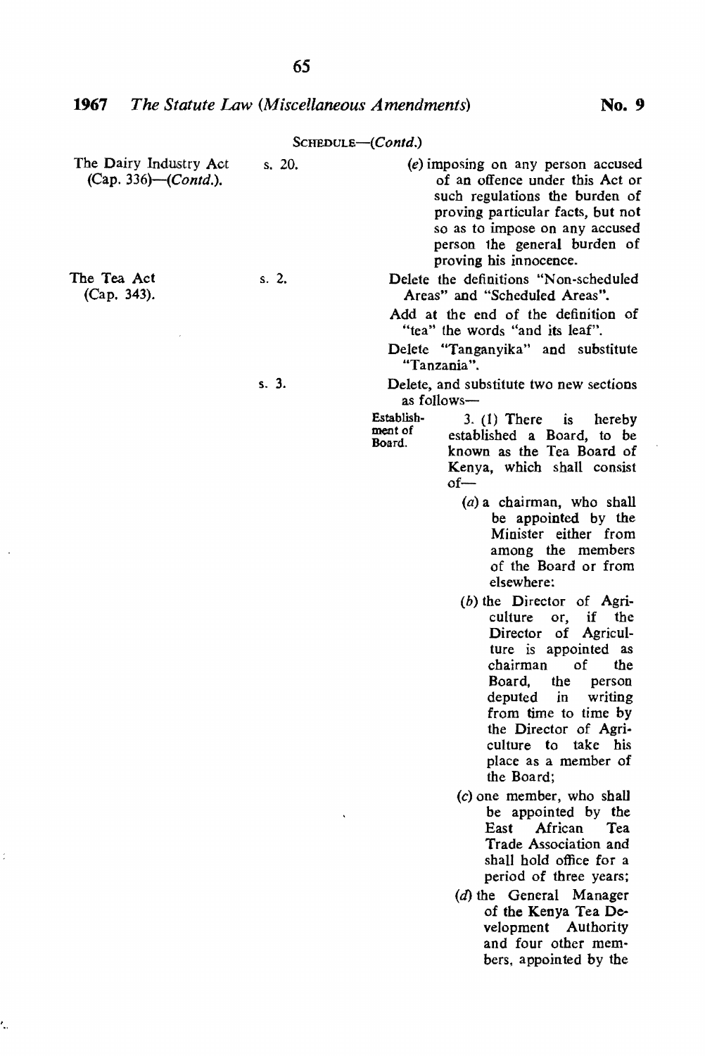SCHEDULE—(*Contd.*)

| | | |
|---|---|---|
| The Dairy Industry Act (Cap. 336)—(*Contd.*). | s. 20. | (*e*) imposing on any person accused of an offence under this Act or such regulations the burden of proving particular facts, but not so as to impose on any accused person the general burden of proving his innocence. |
| The Tea Act (Cap. 343). | s. 2. | Delete the definitions "Non-scheduled Areas" and "Scheduled Areas". |
| | | Add at the end of the definition of "tea" the words "and its leaf". |
| | | Delete "Tanganyika" and substitute "Tanzania". |
| | s. 3. | Delete, and substitute two new sections as follows— |

Establishment of Board.

3. (1) There is hereby established a Board, to be known as the Tea Board of Kenya, which shall consist of—

(*a*) a chairman, who shall be appointed by the Minister either from among the members of the Board or from elsewhere:

(*b*) the Director of Agriculture or, if the Director of Agriculture is appointed as chairman of the Board, the person deputed in writing from time to time by the Director of Agriculture to take his place as a member of the Board;

(*c*) one member, who shall be appointed by the East African Tea Trade Association and shall hold office for a period of three years;

(*d*) the General Manager of the Kenya Tea Development Authority and four other members, appointed by the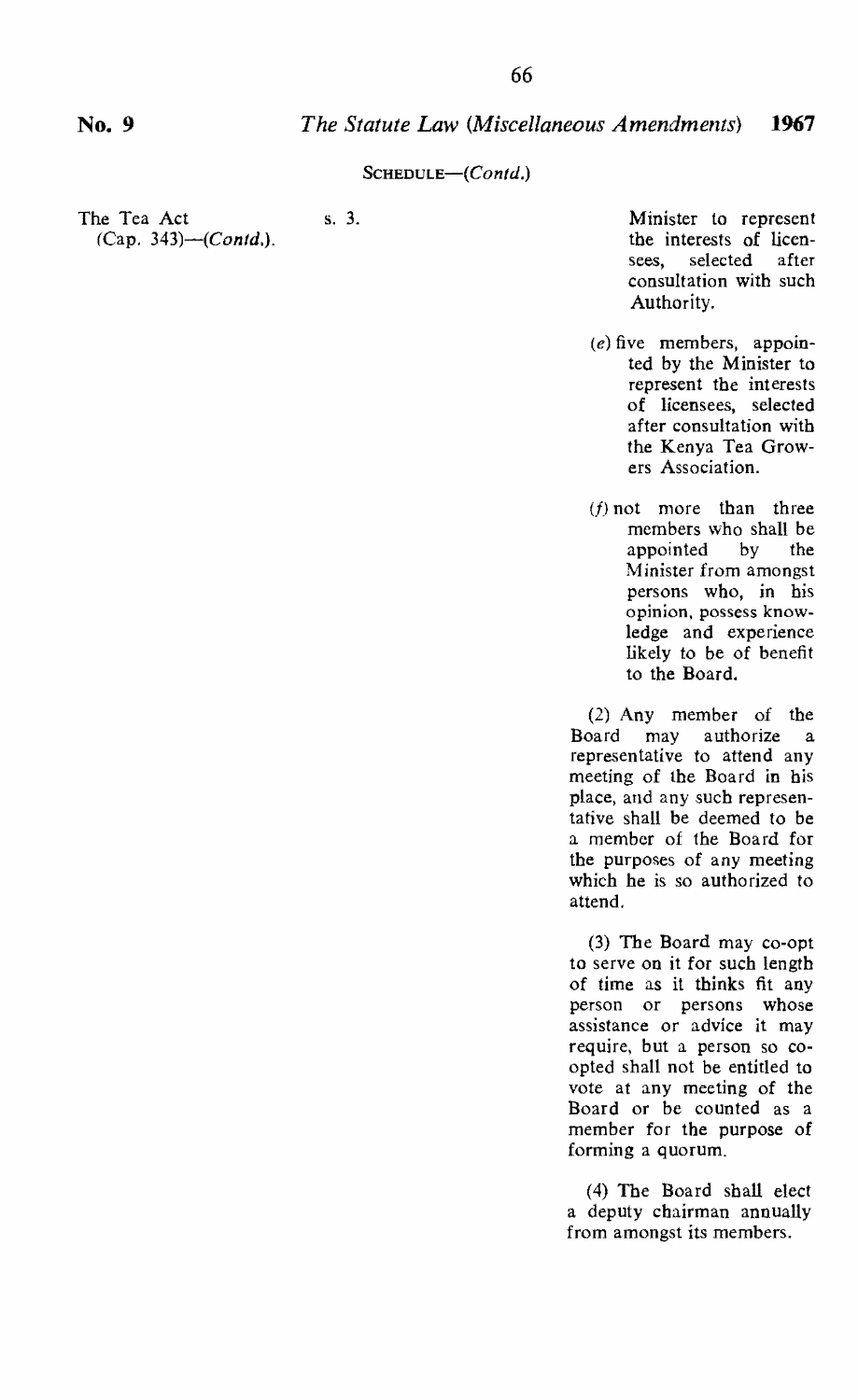SCHEDULE—(*Contd.*)

| | | |
|---|---|---|
| The Tea Act (Cap. 343)—(*Contd.*). | s. 3. | Minister to represent the interests of licensees, selected after consultation with such Authority. |
| | | (*e*) five members, appointed by the Minister to represent the interests of licensees, selected after consultation with the Kenya Tea Growers Association. |
| | | (*f*) not more than three members who shall be appointed by the Minister from amongst persons who, in his opinion, possess knowledge and experience likely to be of benefit to the Board. |
| | | (2) Any member of the Board may authorize a representative to attend any meeting of the Board in his place, and any such representative shall be deemed to be a member of the Board for the purposes of any meeting which he is so authorized to attend. |
| | | (3) The Board may co-opt to serve on it for such length of time as it thinks fit any person or persons whose assistance or advice it may require, but a person so co-opted shall not be entitled to vote at any meeting of the Board or be counted as a member for the purpose of forming a quorum. |
| | | (4) The Board shall elect a deputy chairman annually from amongst its members. |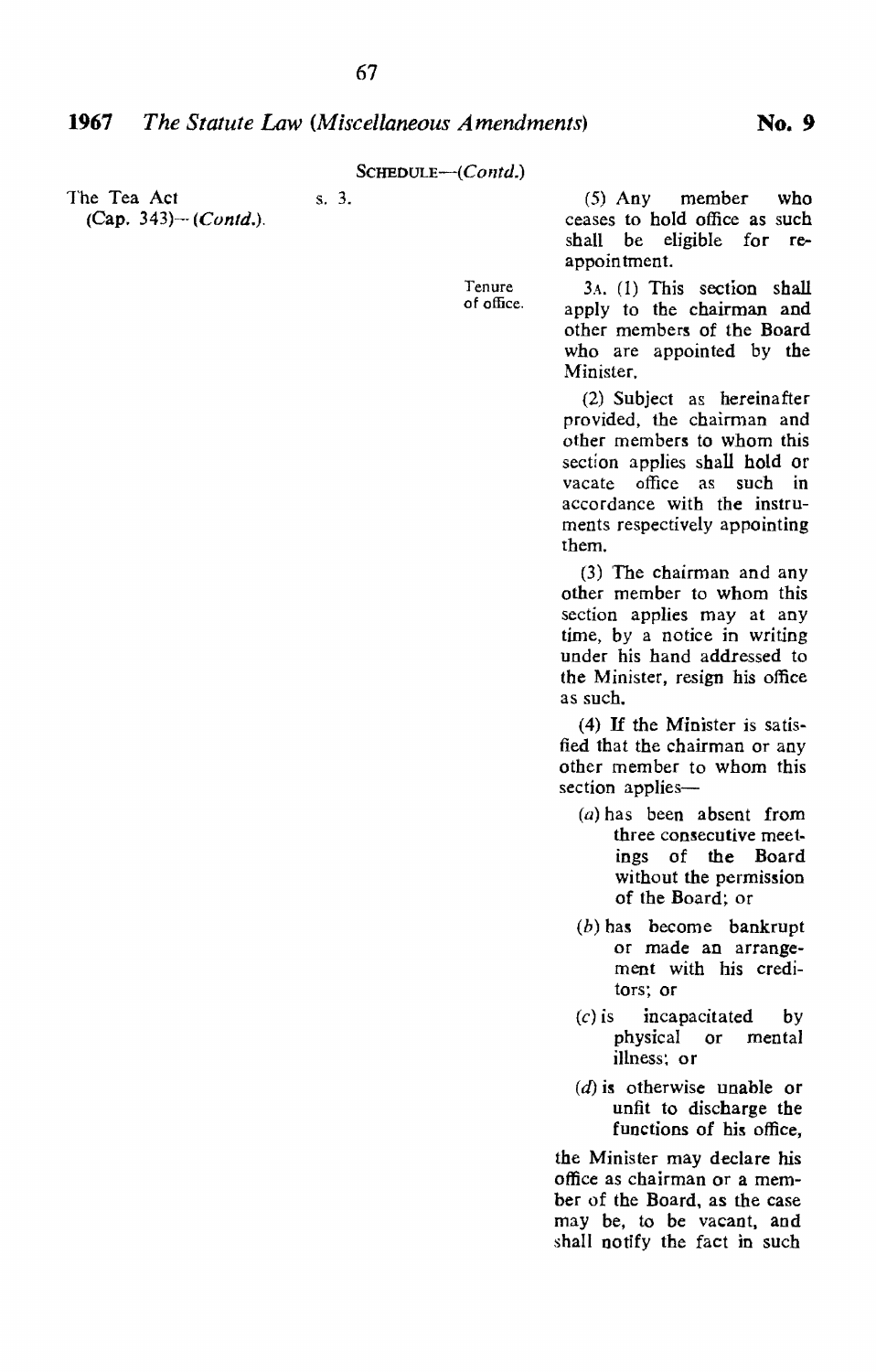SCHEDULE—(*Contd.*)

| | | |
|---|---|---|
| The Tea Act (Cap. 343)—(*Contd.*). | s. 3. | (5) Any member who ceases to hold office as such shall be eligible for re-appointment. |
| | Tenure of office. | 3A. (1) This section shall apply to the chairman and other members of the Board who are appointed by the Minister. |
| | | (2) Subject as hereinafter provided, the chairman and other members to whom this section applies shall hold or vacate office as such in accordance with the instruments respectively appointing them. |
| | | (3) The chairman and any other member to whom this section applies may at any time, by a notice in writing under his hand addressed to the Minister, resign his office as such. |
| | | (4) If the Minister is satisfied that the chairman or any other member to whom this section applies— (*a*) has been absent from three consecutive meetings of the Board without the permission of the Board; or (*b*) has become bankrupt or made an arrangement with his creditors; or (*c*) is incapacitated by physical or mental illness; or (*d*) is otherwise unable or unfit to discharge the functions of his office, the Minister may declare his office as chairman or a member of the Board, as the case may be, to be vacant, and shall notify the fact in such |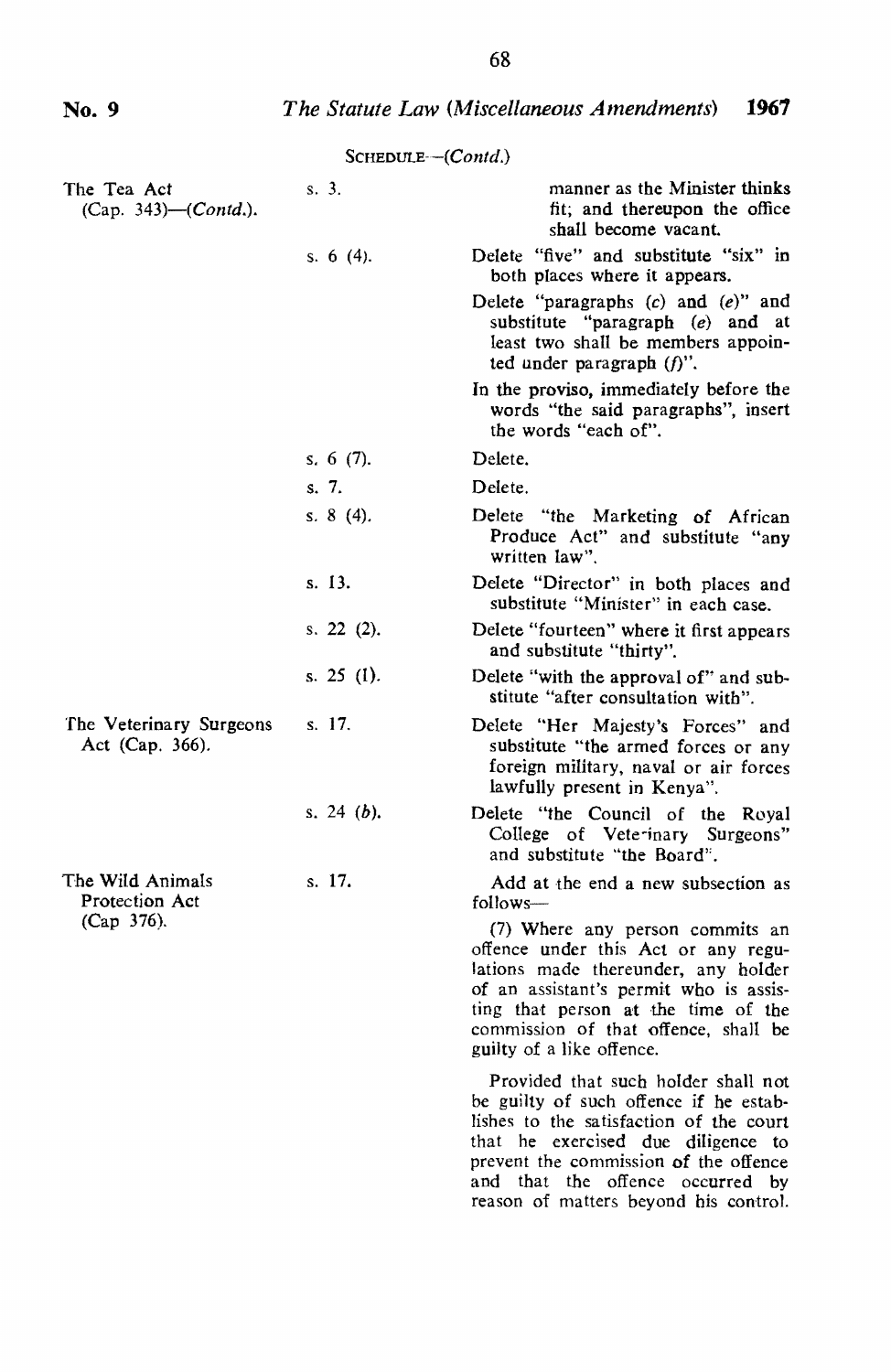SCHEDULE—(*Contd.*)

| | | |
|---|---|---|
| The Tea Act (Cap. 343)—(*Contd.*). | s. 3. | manner as the Minister thinks fit; and thereupon the office shall become vacant. |
| | s. 6 (4). | Delete "five" and substitute "six" in both places where it appears. |
| | | Delete "paragraphs (*c*) and (*e*)" and substitute "paragraph (*e*) and at least two shall be members appointed under paragraph (*f*)". |
| | | In the proviso, immediately before the words "the said paragraphs", insert the words "each of". |
| | s. 6 (7). | Delete. |
| | s. 7. | Delete. |
| | s. 8 (4). | Delete "the Marketing of African Produce Act" and substitute "any written law". |
| | s. 13. | Delete "Director" in both places and substitute "Minister" in each case. |
| | s. 22 (2). | Delete "fourteen" where it first appears and substitute "thirty". |
| | s. 25 (1). | Delete "with the approval of" and substitute "after consultation with". |
| The Veterinary Surgeons Act (Cap. 366). | s. 17. | Delete "Her Majesty's Forces" and substitute "the armed forces or any foreign military, naval or air forces lawfully present in Kenya". |
| | s. 24 (*b*). | Delete "the Council of the Royal College of Veterinary Surgeons" and substitute "the Board". |
| The Wild Animals Protection Act (Cap 376). | s. 17. | Add at the end a new subsection as follows— (7) Where any person commits an offence under this Act or any regulations made thereunder, any holder of an assistant's permit who is assisting that person at the time of the commission of that offence, shall be guilty of a like offence. Provided that such holder shall not be guilty of such offence if he establishes to the satisfaction of the court that he exercised due diligence to prevent the commission of the offence and that the offence occurred by reason of matters beyond his control. |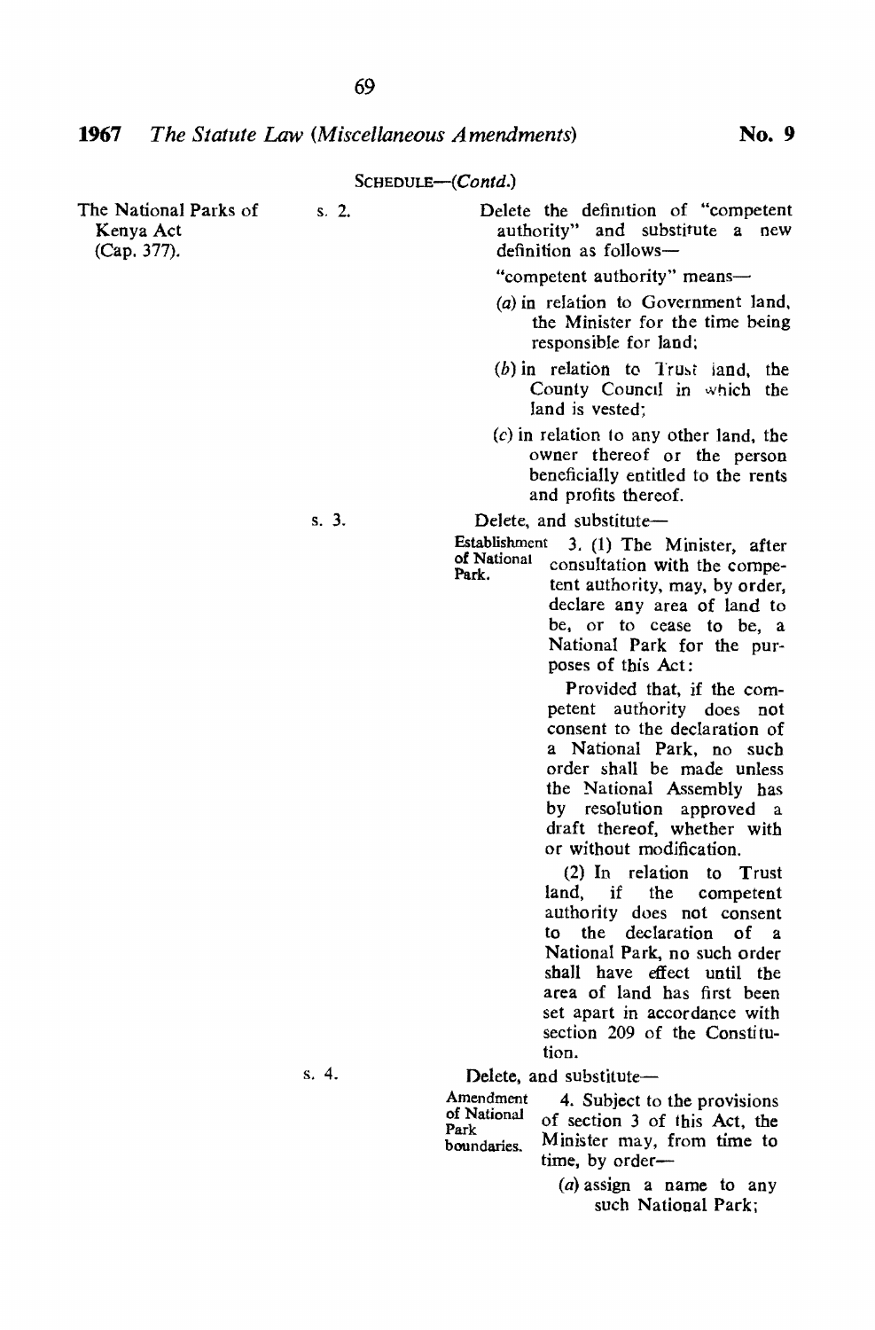SCHEDULE—(*Contd.*)

| Act | Section | Amendment |
|---|---|---|
| The National Parks of Kenya Act (Cap. 377). | s. 2. | Delete the definition of "competent authority" and substitute a new definition as follows—<br><br>"competent authority" means—<br><br>(*a*) in relation to Government land, the Minister for the time being responsible for land;<br><br>(*b*) in relation to Trust land, the County Council in which the land is vested;<br><br>(*c*) in relation to any other land, the owner thereof or the person beneficially entitled to the rents and profits thereof. |
| | s. 3. | Delete, and substitute—<br><br>**Establishment of National Park.** 3. (1) The Minister, after consultation with the competent authority, may, by order, declare any area of land to be, or to cease to be, a National Park for the purposes of this Act:<br><br>Provided that, if the competent authority does not consent to the declaration of a National Park, no such order shall be made unless the National Assembly has by resolution approved a draft thereof, whether with or without modification.<br><br>(2) In relation to Trust land, if the competent authority does not consent to the declaration of a National Park, no such order shall have effect until the area of land has first been set apart in accordance with section 209 of the Constitution. |
| | s. 4. | Delete, and substitute—<br><br>**Amendment of National Park boundaries.** 4. Subject to the provisions of section 3 of this Act, the Minister may, from time to time, by order—<br><br>(*a*) assign a name to any such National Park; |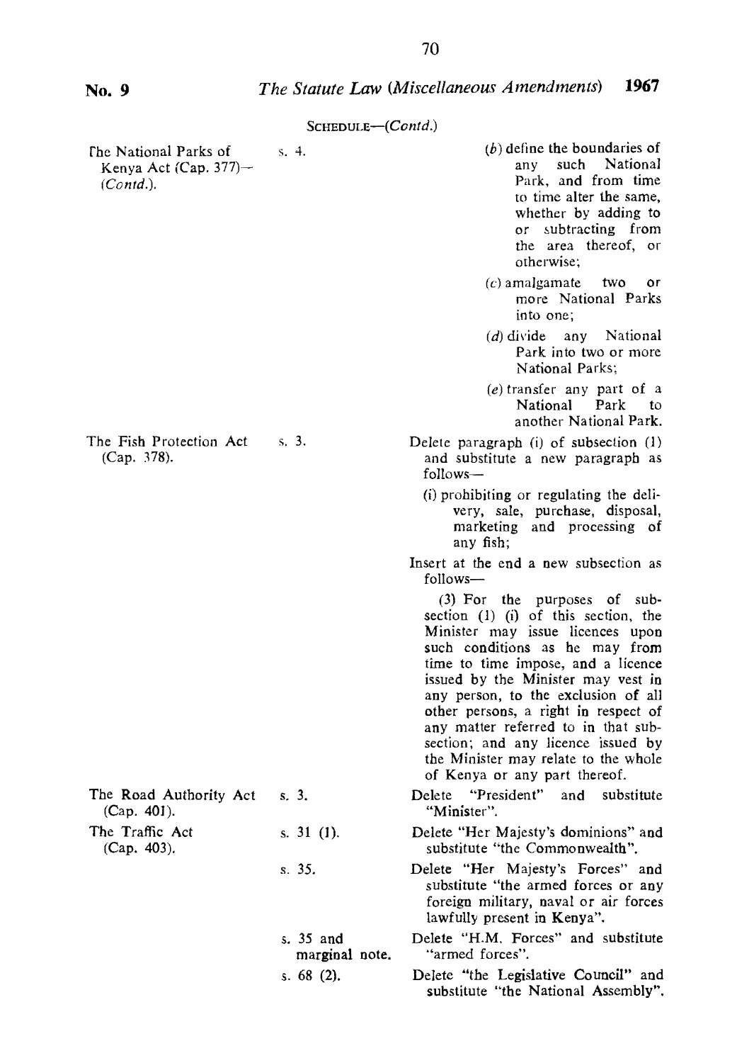SCHEDULE—(*Contd.*)

| | | |
|---|---|---|
| The National Parks of Kenya Act (Cap. 377)—(*Contd.*). | s. 4. | (*b*) define the boundaries of any such National Park, and from time to time alter the same, whether by adding to or subtracting from the area thereof, or otherwise;<br>(*c*) amalgamate two or more National Parks into one;<br>(*d*) divide any National Park into two or more National Parks;<br>(*e*) transfer any part of a National Park to another National Park. |
| The Fish Protection Act (Cap. 378). | s. 3. | Delete paragraph (i) of subsection (1) and substitute a new paragraph as follows—<br>(i) prohibiting or regulating the delivery, sale, purchase, disposal, marketing and processing of any fish;<br>Insert at the end a new subsection as follows—<br>(3) For the purposes of subsection (1) (i) of this section, the Minister may issue licences upon such conditions as he may from time to time impose, and a licence issued by the Minister may vest in any person, to the exclusion of all other persons, a right in respect of any matter referred to in that subsection; and any licence issued by the Minister may relate to the whole of Kenya or any part thereof. |
| The Road Authority Act (Cap. 401). | s. 3. | Delete "President" and substitute "Minister". |
| The Traffic Act (Cap. 403). | s. 31 (1). | Delete "Her Majesty's dominions" and substitute "the Commonwealth". |
| | s. 35. | Delete "Her Majesty's Forces" and substitute "the armed forces or any foreign military, naval or air forces lawfully present in Kenya". |
| | s. 35 and marginal note. | Delete "H.M. Forces" and substitute "armed forces". |
| | s. 68 (2). | Delete "the Legislative Council" and substitute "the National Assembly". |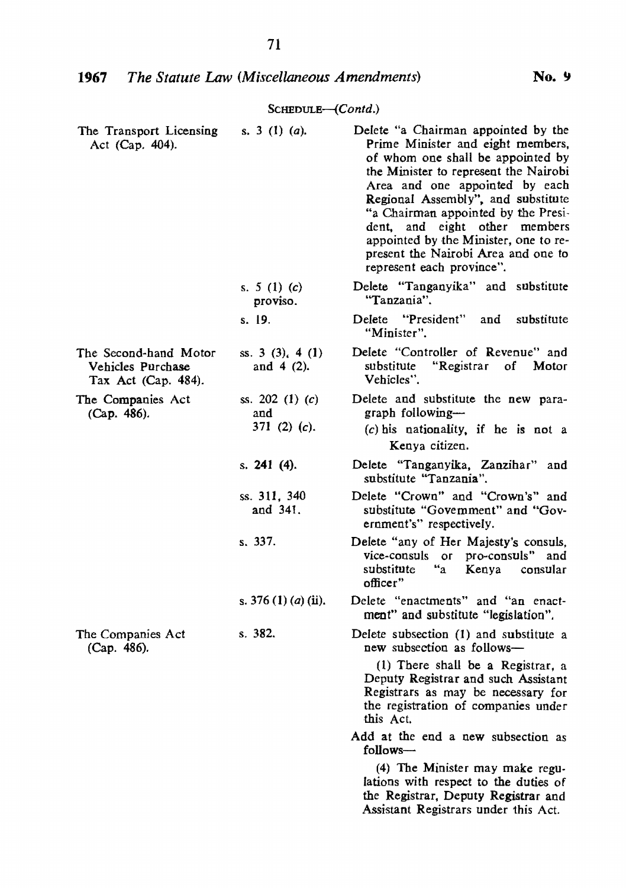SCHEDULE—(*Contd.*)

| | | |
|---|---|---|
| The Transport Licensing Act (Cap. 404). | s. 3 (1) (*a*). | Delete "a Chairman appointed by the Prime Minister and eight members, of whom one shall be appointed by the Minister to represent the Nairobi Area and one appointed by each Regional Assembly", and substitute "a Chairman appointed by the President, and eight other members appointed by the Minister, one to represent the Nairobi Area and one to represent each province". |
| | s. 5 (1) (*c*) proviso. | Delete "Tanganyika" and substitute "Tanzania". |
| | s. 19. | Delete "President" and substitute "Minister". |
| The Second-hand Motor Vehicles Purchase Tax Act (Cap. 484). | ss. 3 (3), 4 (1) and 4 (2). | Delete "Controller of Revenue" and substitute "Registrar of Motor Vehicles". |
| The Companies Act (Cap. 486). | ss. 202 (1) (*c*) and 371 (2) (*c*). | Delete and substitute the new paragraph following—<br>(*c*) his nationality, if he is not a Kenya citizen. |
| | s. 241 (4). | Delete "Tanganyika, Zanzibar" and substitute "Tanzania". |
| | ss. 311, 340 and 341. | Delete "Crown" and "Crown's" and substitute "Government" and "Government's" respectively. |
| | s. 337. | Delete "any of Her Majesty's consuls, vice-consuls or pro-consuls" and substitute "a Kenya consular officer" |
| | s. 376 (1) (*a*) (ii). | Delete "enactments" and "an enactment" and substitute "legislation". |
| The Companies Act (Cap. 486). | s. 382. | Delete subsection (1) and substitute a new subsection as follows—<br>(1) There shall be a Registrar, a Deputy Registrar and such Assistant Registrars as may be necessary for the registration of companies under this Act.<br>Add at the end a new subsection as follows—<br>(4) The Minister may make regulations with respect to the duties of the Registrar, Deputy Registrar and Assistant Registrars under this Act. |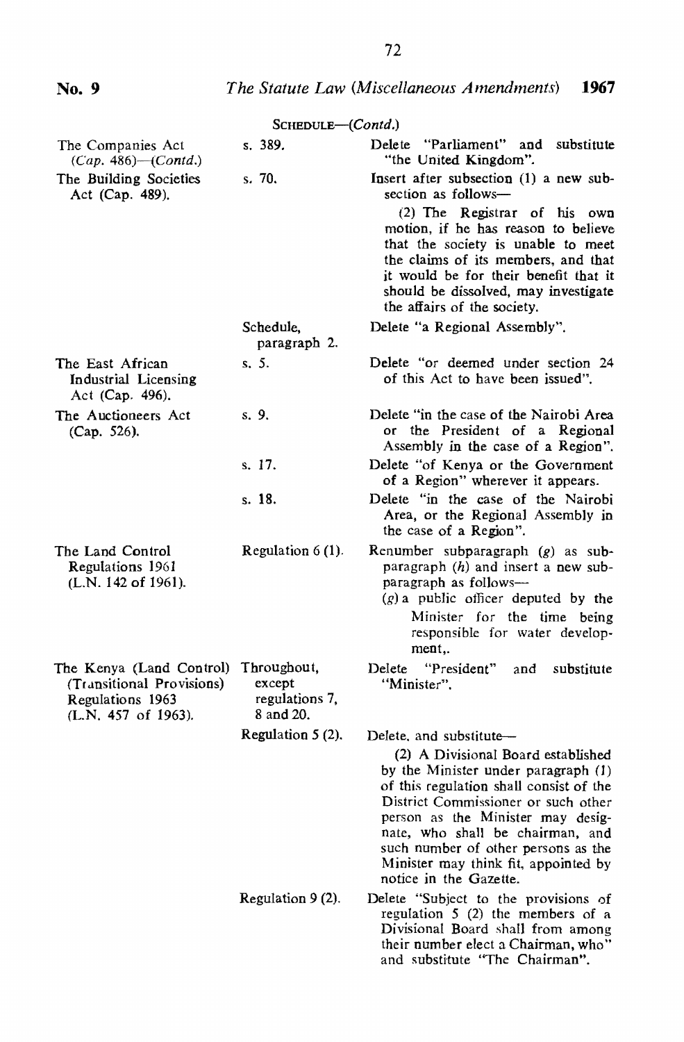SCHEDULE—(*Contd.*)

| | | |
|---|---|---|
| The Companies Act (*Cap.* 486)—(*Contd.*) | s. 389. | Delete "Parliament" and substitute "the United Kingdom". |
| The Building Societies Act (Cap. 489). | s. 70. | Insert after subsection (1) a new subsection as follows—<br><br>(2) The Registrar of his own motion, if he has reason to believe that the society is unable to meet the claims of its members, and that it would be for their benefit that it should be dissolved, may investigate the affairs of the society. |
| | Schedule, paragraph 2. | Delete "a Regional Assembly". |
| The East African Industrial Licensing Act (Cap. 496). | s. 5. | Delete "or deemed under section 24 of this Act to have been issued". |
| The Auctioneers Act (Cap. 526). | s. 9. | Delete "in the case of the Nairobi Area or the President of a Regional Assembly in the case of a Region". |
| | s. 17. | Delete "of Kenya or the Government of a Region" wherever it appears. |
| | s. 18. | Delete "in the case of the Nairobi Area, or the Regional Assembly in the case of a Region". |
| The Land Control Regulations 1961 (L.N. 142 of 1961). | Regulation 6 (1). | Renumber subparagraph (*g*) as subparagraph (*h*) and insert a new subparagraph as follows—<br>(*g*) a public officer deputed by the Minister for the time being responsible for water development,. |
| The Kenya (Land Control) (Transitional Provisions) Regulations 1963 (L.N. 457 of 1963). | Throughout, except regulations 7, 8 and 20. | Delete "President" and substitute "Minister". |
| | Regulation 5 (2). | Delete, and substitute—<br><br>(2) A Divisional Board established by the Minister under paragraph (1) of this regulation shall consist of the District Commissioner or such other person as the Minister may designate, who shall be chairman, and such number of other persons as the Minister may think fit, appointed by notice in the Gazette. |
| | Regulation 9 (2). | Delete "Subject to the provisions of regulation 5 (2) the members of a Divisional Board shall from among their number elect a Chairman, who" and substitute "The Chairman". |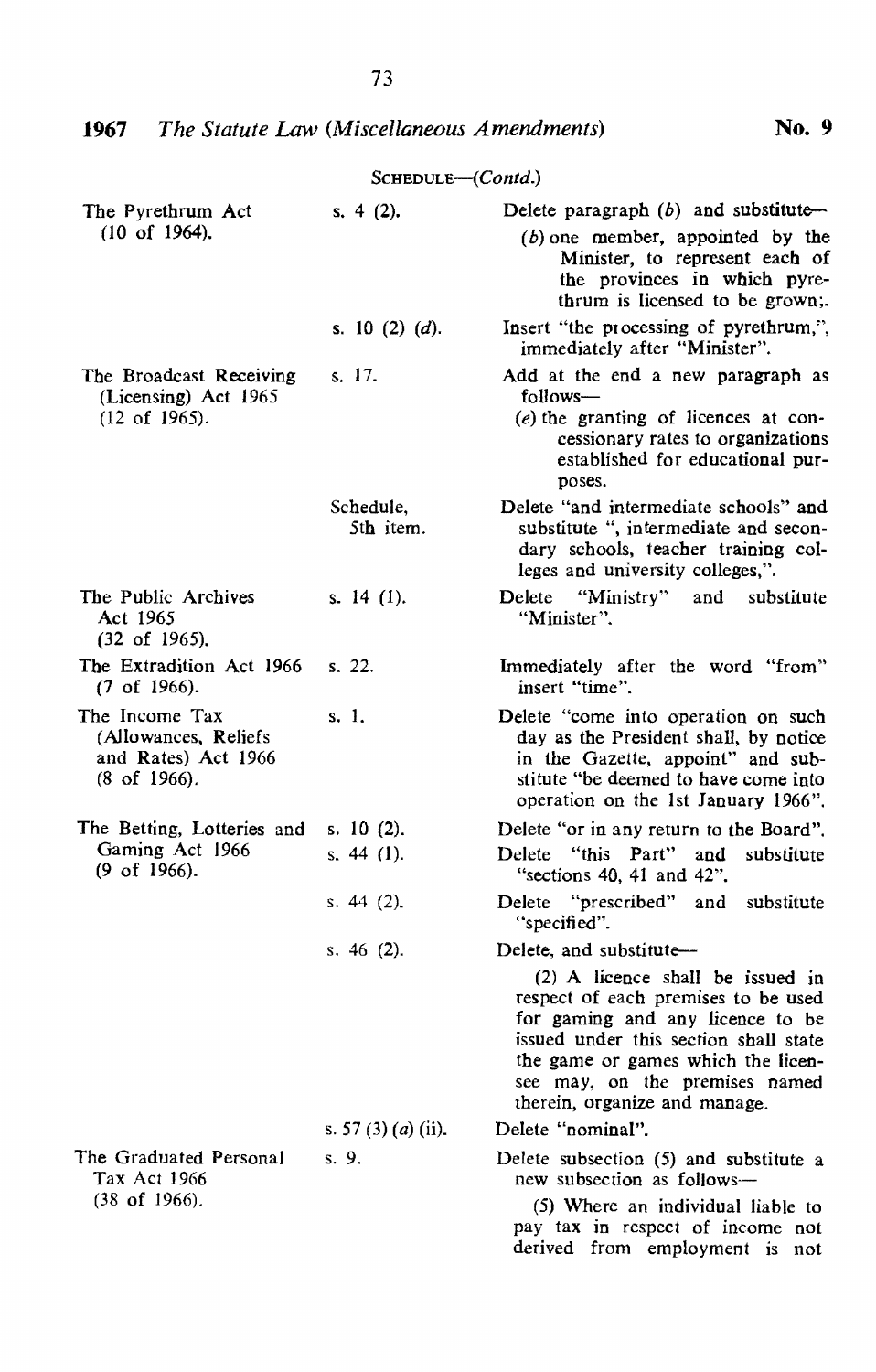SCHEDULE—(*Contd.*)

| | | |
|---|---|---|
| The Pyrethrum Act (10 of 1964). | s. 4 (2). | Delete paragraph (*b*) and substitute— (*b*) one member, appointed by the Minister, to represent each of the provinces in which pyrethrum is licensed to be grown;. |
| | s. 10 (2) (*d*). | Insert "the processing of pyrethrum,", immediately after "Minister". |
| The Broadcast Receiving (Licensing) Act 1965 (12 of 1965). | s. 17. | Add at the end a new paragraph as follows— (*e*) the granting of licences at concessionary rates to organizations established for educational purposes. |
| | Schedule, 5th item. | Delete "and intermediate schools" and substitute ", intermediate and secondary schools, teacher training colleges and university colleges,". |
| The Public Archives Act 1965 (32 of 1965). | s. 14 (1). | Delete "Ministry" and substitute "Minister". |
| The Extradition Act 1966 (7 of 1966). | s. 22. | Immediately after the word "from" insert "time". |
| The Income Tax (Allowances, Reliefs and Rates) Act 1966 (8 of 1966). | s. 1. | Delete "come into operation on such day as the President shall, by notice in the Gazette, appoint" and substitute "be deemed to have come into operation on the 1st January 1966". |
| The Betting, Lotteries and Gaming Act 1966 (9 of 1966). | s. 10 (2). | Delete "or in any return to the Board". |
| | s. 44 (1). | Delete "this Part" and substitute "sections 40, 41 and 42". |
| | s. 44 (2). | Delete "prescribed" and substitute "specified". |
| | s. 46 (2). | Delete, and substitute— (2) A licence shall be issued in respect of each premises to be used for gaming and any licence to be issued under this section shall state the game or games which the licensee may, on the premises named therein, organize and manage. |
| | s. 57 (3) (*a*) (ii). | Delete "nominal". |
| The Graduated Personal Tax Act 1966 (38 of 1966). | s. 9. | Delete subsection (5) and substitute a new subsection as follows— (5) Where an individual liable to pay tax in respect of income not derived from employment is not |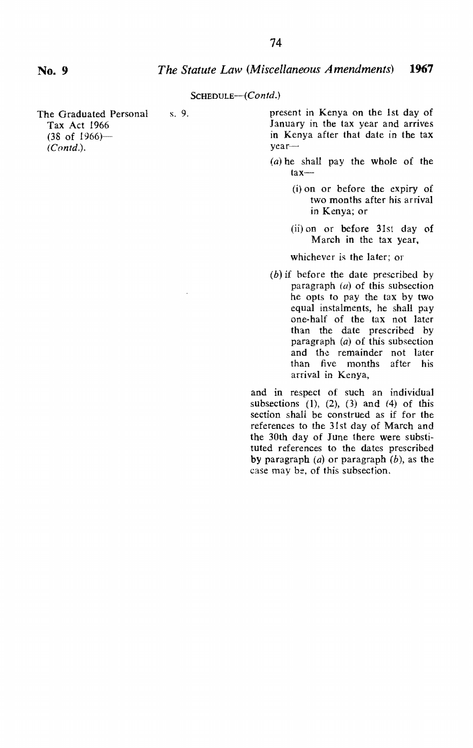SCHEDULE—(*Contd.*)

| | | |
|---|---|---|
| The Graduated Personal Tax Act 1966 (38 of 1966)—(*Contd.*). | s. 9. | present in Kenya on the 1st day of January in the tax year and arrives in Kenya after that date in the tax year—<br><br>(*a*) he shall pay the whole of the tax—<br><br>(i) on or before the expiry of two months after his arrival in Kenya; or<br><br>(ii) on or before 31st day of March in the tax year,<br><br>whichever is the later; or<br><br>(*b*) if before the date prescribed by paragraph (*a*) of this subsection he opts to pay the tax by two equal instalments, he shall pay one-half of the tax not later than the date prescribed by paragraph (*a*) of this subsection and the remainder not later than five months after his arrival in Kenya,<br><br>and in respect of such an individual subsections (1), (2), (3) and (4) of this section shall be construed as if for the references to the 31st day of March and the 30th day of June there were substituted references to the dates prescribed by paragraph (*a*) or paragraph (*b*), as the case may be, of this subsection. |